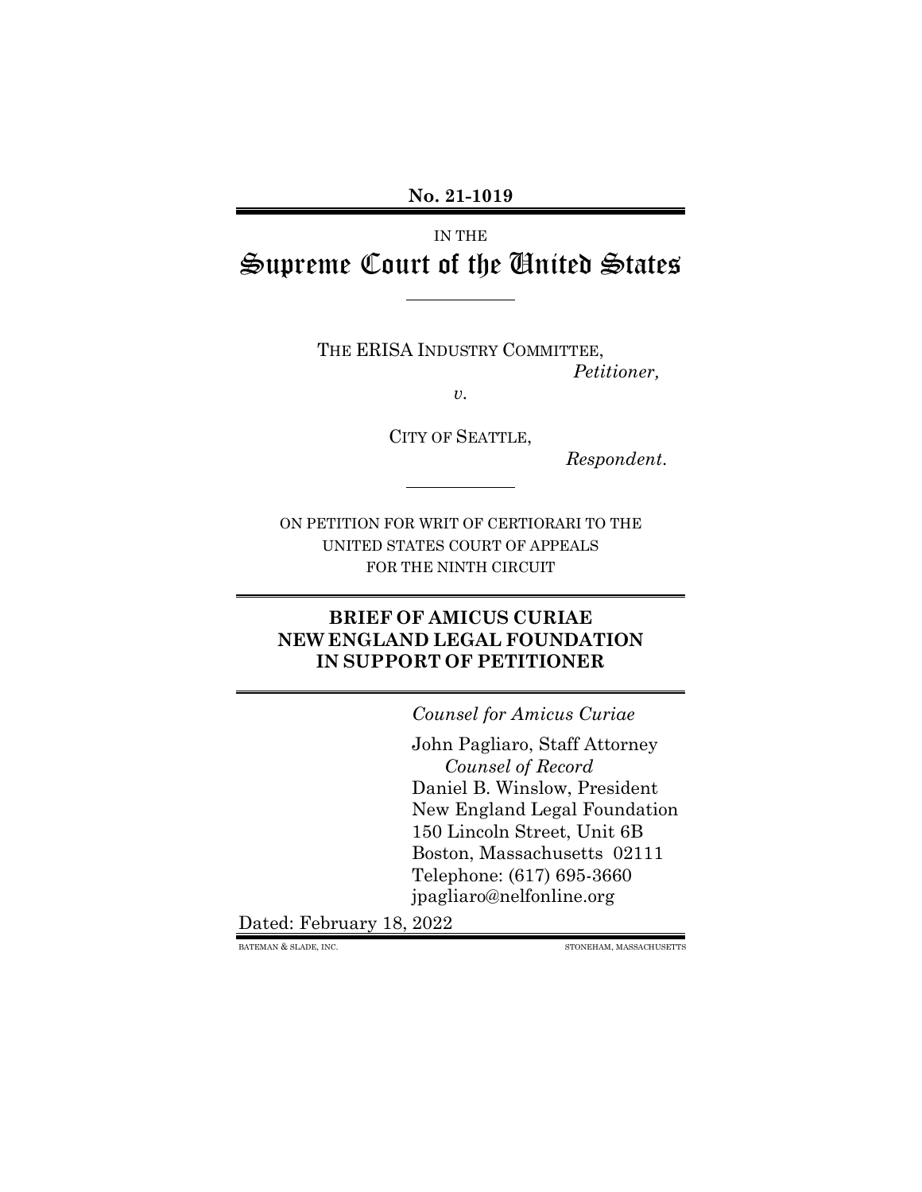**No. 21-1019**

IN THE

# Supreme Court of the United States

THE ERISA INDUSTRY COMMITTEE,
*Petitioner,*

*v.*

CITY OF SEATTLE,
*Respondent.*

ON PETITION FOR WRIT OF CERTIORARI TO THE UNITED STATES COURT OF APPEALS FOR THE NINTH CIRCUIT

## BRIEF OF AMICUS CURIAE NEW ENGLAND LEGAL FOUNDATION IN SUPPORT OF PETITIONER

*Counsel for Amicus Curiae*

John Pagliaro, Staff Attorney
*Counsel of Record*
Daniel B. Winslow, President
New England Legal Foundation
150 Lincoln Street, Unit 6B
Boston, Massachusetts 02111
Telephone: (617) 695-3660
jpagliaro@nelfonline.org

Dated: February 18, 2022

BATEMAN & SLADE, INC. STONEHAM, MASSACHUSETTS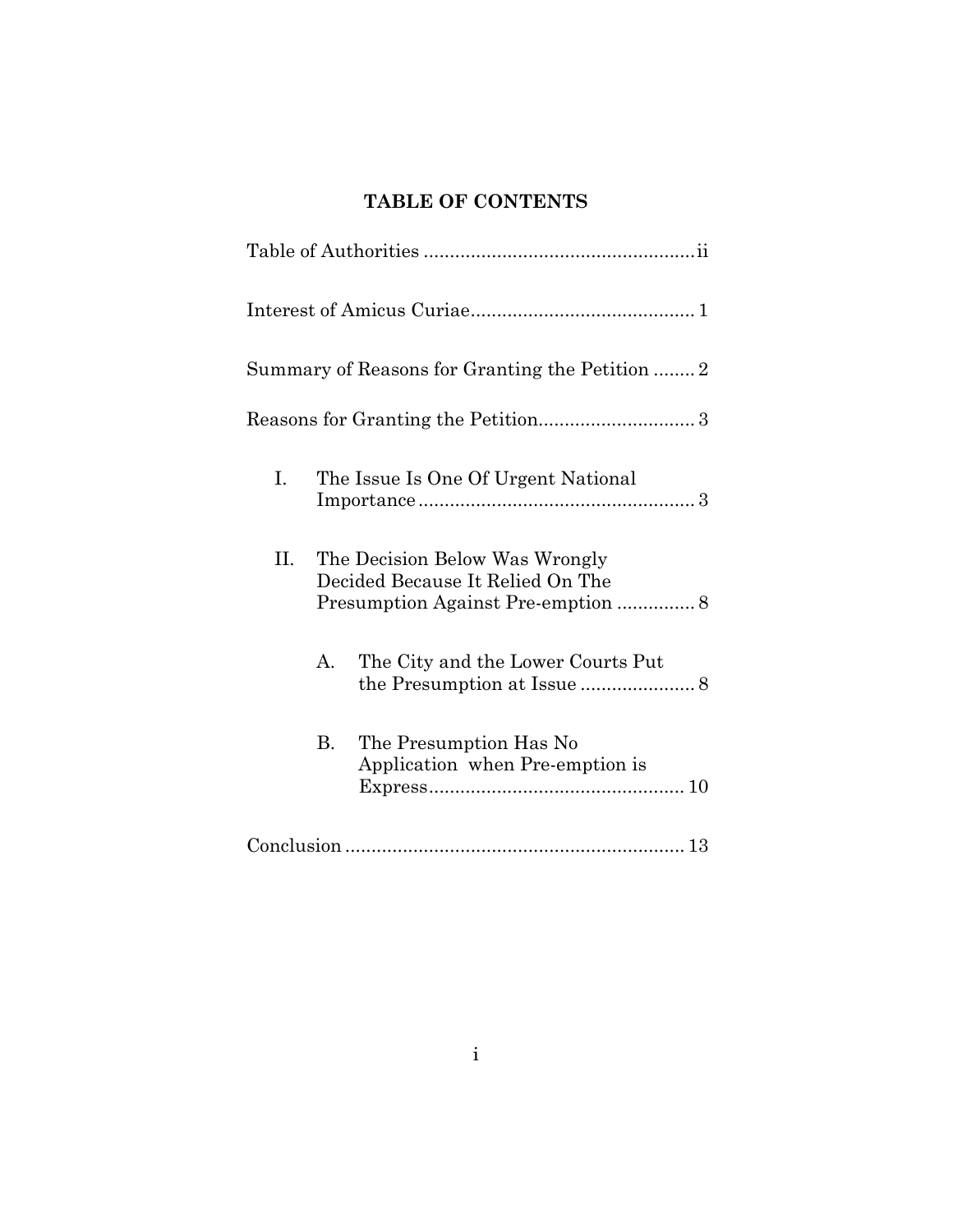# TABLE OF CONTENTS

Table of Authorities .................................................... ii

Interest of Amicus Curiae .......................................... 1

Summary of Reasons for Granting the Petition ........ 2

Reasons for Granting the Petition .............................. 3

- I. The Issue Is One Of Urgent National Importance ..................................................... 3
- II. The Decision Below Was Wrongly Decided Because It Relied On The Presumption Against Pre-emption ............... 8
  - A. The City and the Lower Courts Put the Presumption at Issue ...................... 8
  - B. The Presumption Has No Application when Pre-emption is Express ................................................. 10

Conclusion ................................................................. 13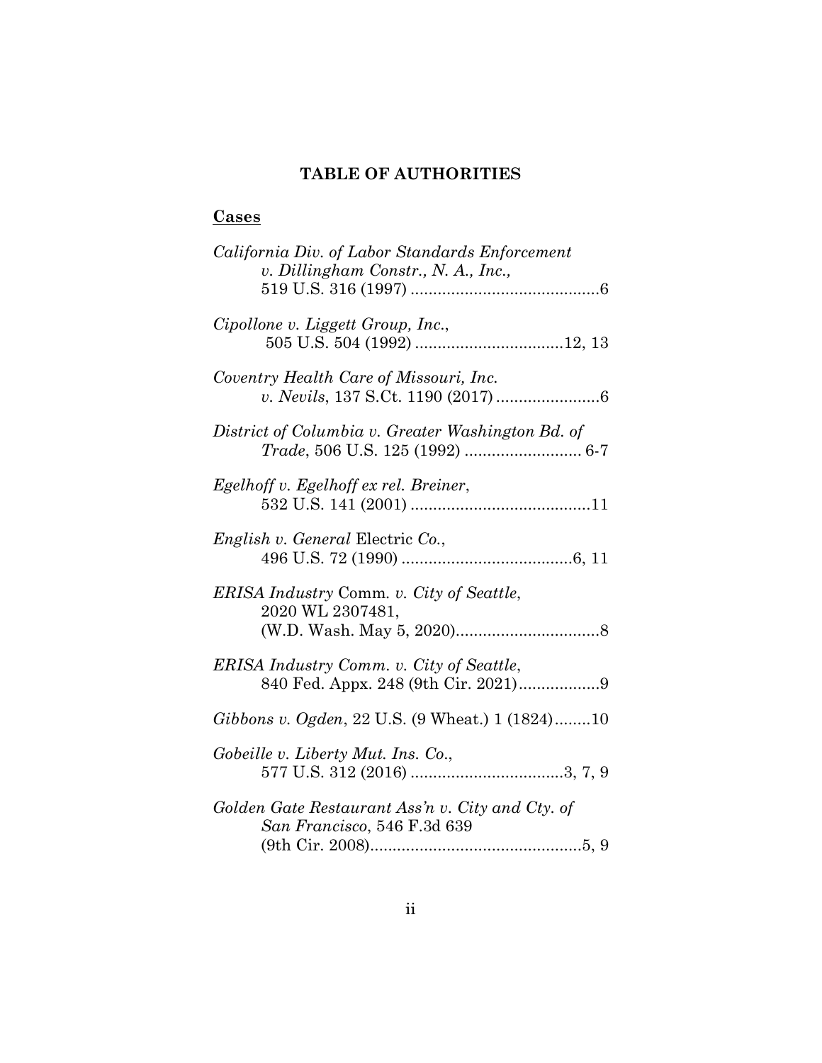## TABLE OF AUTHORITIES

**Cases**

*California Div. of Labor Standards Enforcement v. Dillingham Constr., N. A., Inc.*, 519 U.S. 316 (1997) .......................................... 6

*Cipollone v. Liggett Group, Inc.*, 505 U.S. 504 (1992) ................................. 12, 13

*Coventry Health Care of Missouri, Inc. v. Nevils*, 137 S.Ct. 1190 (2017) ....................... 6

*District of Columbia v. Greater Washington Bd. of Trade*, 506 U.S. 125 (1992) .......................... 6-7

*Egelhoff v. Egelhoff ex rel. Breiner*, 532 U.S. 141 (2001) ........................................ 11

*English v. General* Electric *Co.*, 496 U.S. 72 (1990) ...................................... 6, 11

*ERISA Industry* Comm. *v. City of Seattle*, 2020 WL 2307481, (W.D. Wash. May 5, 2020) ................................ 8

*ERISA Industry Comm. v. City of Seattle*, 840 Fed. Appx. 248 (9th Cir. 2021) .................. 9

*Gibbons v. Ogden*, 22 U.S. (9 Wheat.) 1 (1824) ........ 10

*Gobeille v. Liberty Mut. Ins. Co.*, 577 U.S. 312 (2016) .................................. 3, 7, 9

*Golden Gate Restaurant Ass'n v. City and Cty. of San Francisco*, 546 F.3d 639 (9th Cir. 2008) ............................................... 5, 9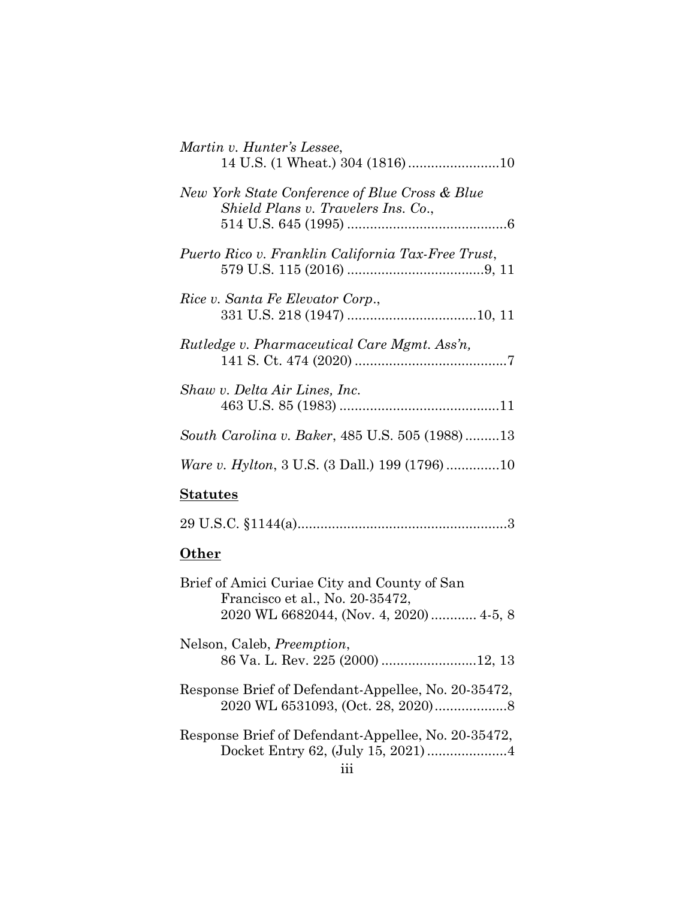*Martin v. Hunter's Lessee*,
14 U.S. (1 Wheat.) 304 (1816) ........................10

*New York State Conference of Blue Cross & Blue Shield Plans v. Travelers Ins. Co.*,
514 U.S. 645 (1995) ..........................................6

*Puerto Rico v. Franklin California Tax-Free Trust*,
579 U.S. 115 (2016) ....................................9, 11

*Rice v. Santa Fe Elevator Corp.*,
331 U.S. 218 (1947) ..................................10, 11

*Rutledge v. Pharmaceutical Care Mgmt. Ass'n,*
141 S. Ct. 474 (2020) ........................................7

*Shaw v. Delta Air Lines, Inc.*
463 U.S. 85 (1983) ..........................................11

*South Carolina v. Baker*, 485 U.S. 505 (1988) .........13

*Ware v. Hylton*, 3 U.S. (3 Dall.) 199 (1796) ..............10

**Statutes**

29 U.S.C. §1144(a).......................................................3

**Other**

Brief of Amici Curiae City and County of San Francisco et al., No. 20-35472,
2020 WL 6682044, (Nov. 4, 2020) ............ 4-5, 8

Nelson, Caleb, *Preemption*,
86 Va. L. Rev. 225 (2000) .........................12, 13

Response Brief of Defendant-Appellee, No. 20-35472,
2020 WL 6531093, (Oct. 28, 2020)...................8

Response Brief of Defendant-Appellee, No. 20-35472,
Docket Entry 62, (July 15, 2021) .....................4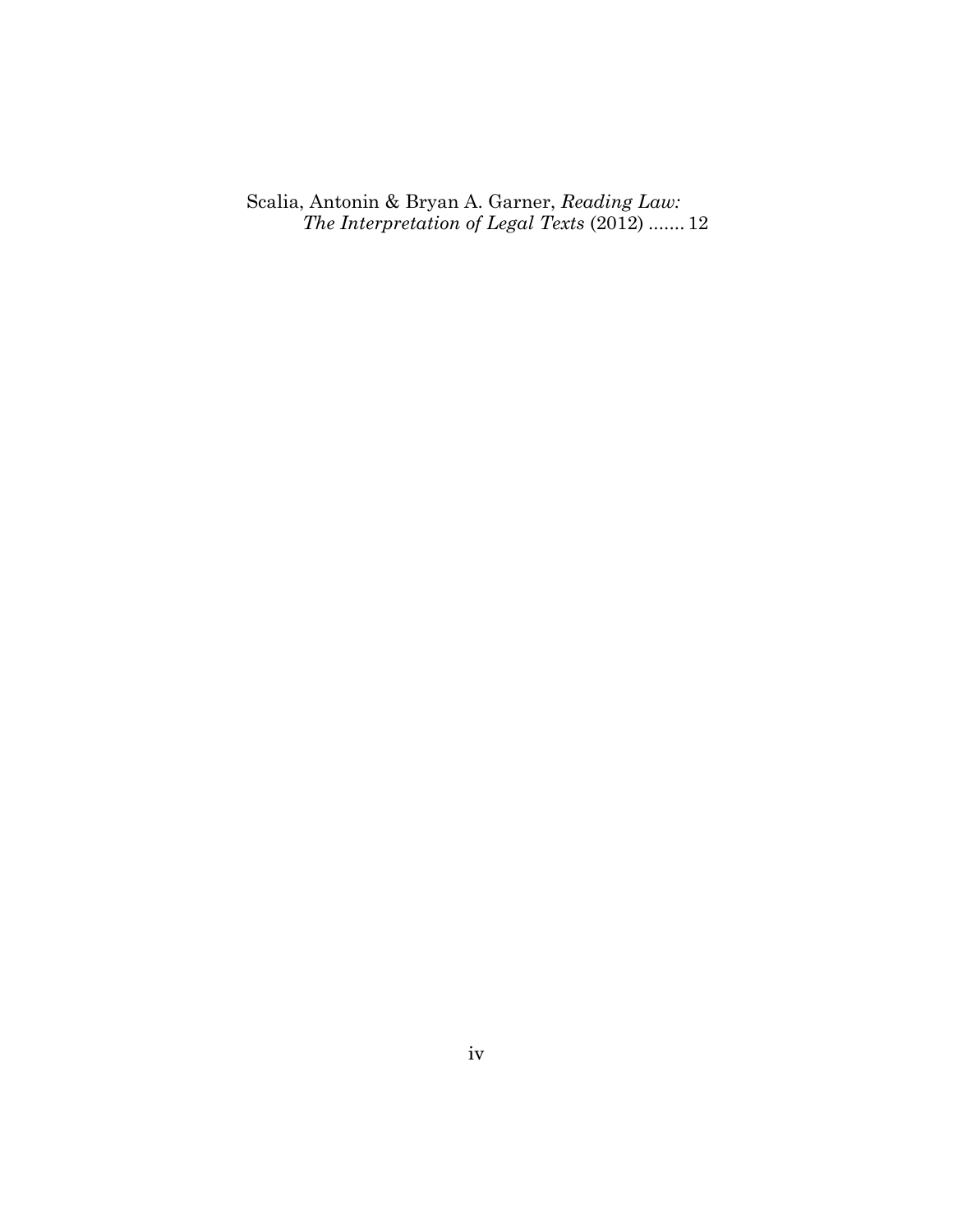Scalia, Antonin & Bryan A. Garner, *Reading Law: The Interpretation of Legal Texts* (2012) ....... 12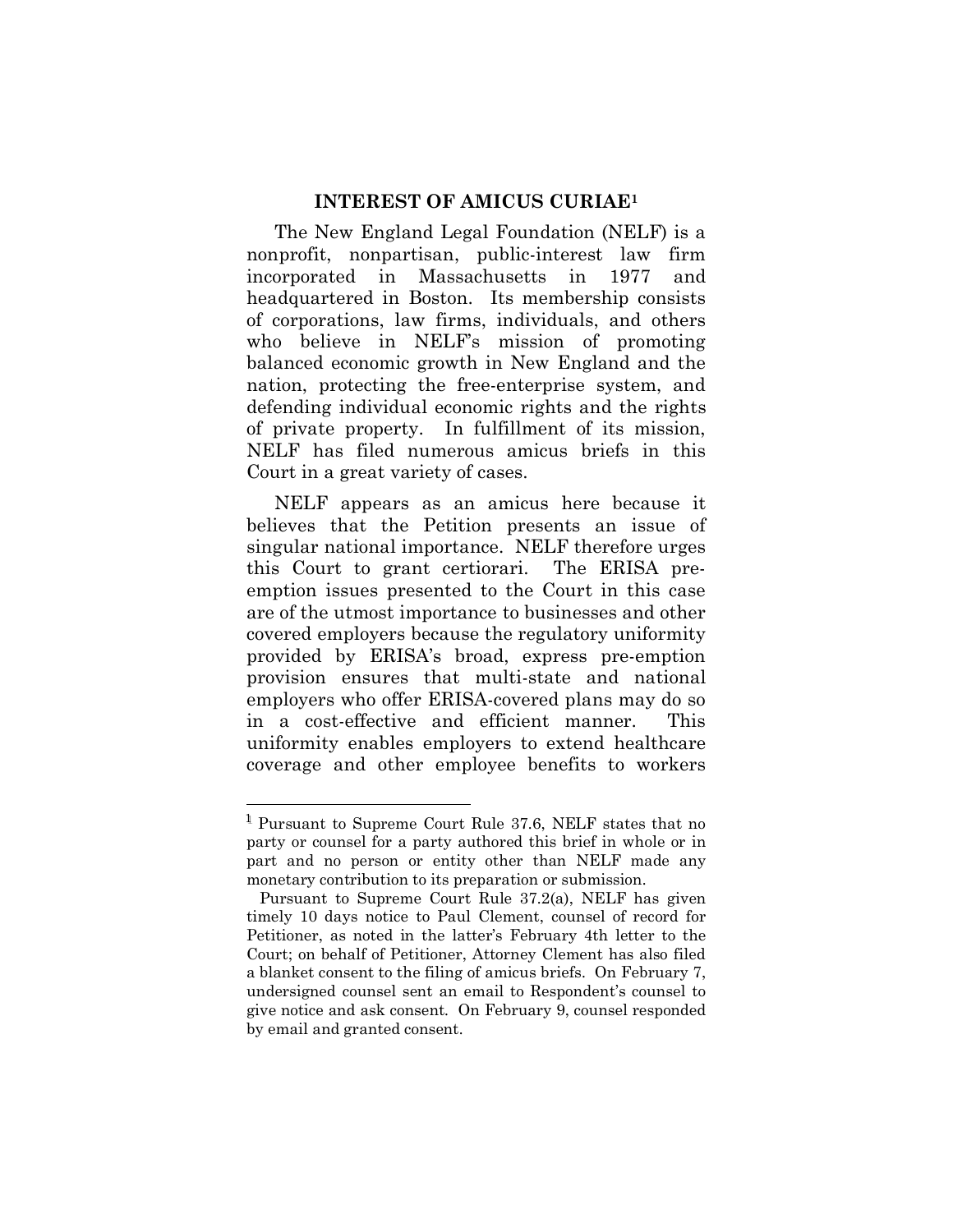## INTEREST OF AMICUS CURIAE[1]

The New England Legal Foundation (NELF) is a nonprofit, nonpartisan, public-interest law firm incorporated in Massachusetts in 1977 and headquartered in Boston. Its membership consists of corporations, law firms, individuals, and others who believe in NELF's mission of promoting balanced economic growth in New England and the nation, protecting the free-enterprise system, and defending individual economic rights and the rights of private property. In fulfillment of its mission, NELF has filed numerous amicus briefs in this Court in a great variety of cases.

NELF appears as an amicus here because it believes that the Petition presents an issue of singular national importance. NELF therefore urges this Court to grant certiorari. The ERISA pre-emption issues presented to the Court in this case are of the utmost importance to businesses and other covered employers because the regulatory uniformity provided by ERISA's broad, express pre-emption provision ensures that multi-state and national employers who offer ERISA-covered plans may do so in a cost-effective and efficient manner. This uniformity enables employers to extend healthcare coverage and other employee benefits to workers

---

[1] Pursuant to Supreme Court Rule 37.6, NELF states that no party or counsel for a party authored this brief in whole or in part and no person or entity other than NELF made any monetary contribution to its preparation or submission.

Pursuant to Supreme Court Rule 37.2(a), NELF has given timely 10 days notice to Paul Clement, counsel of record for Petitioner, as noted in the latter's February 4th letter to the Court; on behalf of Petitioner, Attorney Clement has also filed a blanket consent to the filing of amicus briefs. On February 7, undersigned counsel sent an email to Respondent's counsel to give notice and ask consent. On February 9, counsel responded by email and granted consent.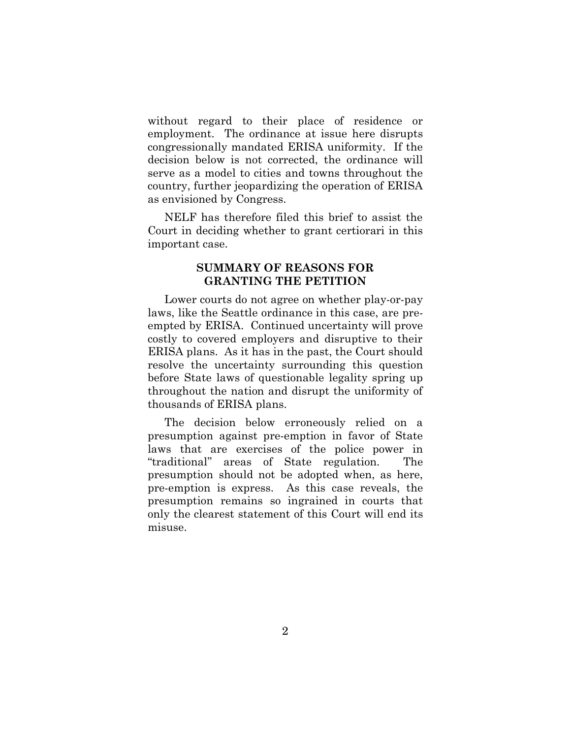without regard to their place of residence or employment. The ordinance at issue here disrupts congressionally mandated ERISA uniformity. If the decision below is not corrected, the ordinance will serve as a model to cities and towns throughout the country, further jeopardizing the operation of ERISA as envisioned by Congress.

NELF has therefore filed this brief to assist the Court in deciding whether to grant certiorari in this important case.

## SUMMARY OF REASONS FOR GRANTING THE PETITION

Lower courts do not agree on whether play-or-pay laws, like the Seattle ordinance in this case, are pre-empted by ERISA. Continued uncertainty will prove costly to covered employers and disruptive to their ERISA plans. As it has in the past, the Court should resolve the uncertainty surrounding this question before State laws of questionable legality spring up throughout the nation and disrupt the uniformity of thousands of ERISA plans.

The decision below erroneously relied on a presumption against pre-emption in favor of State laws that are exercises of the police power in "traditional" areas of State regulation. The presumption should not be adopted when, as here, pre-emption is express. As this case reveals, the presumption remains so ingrained in courts that only the clearest statement of this Court will end its misuse.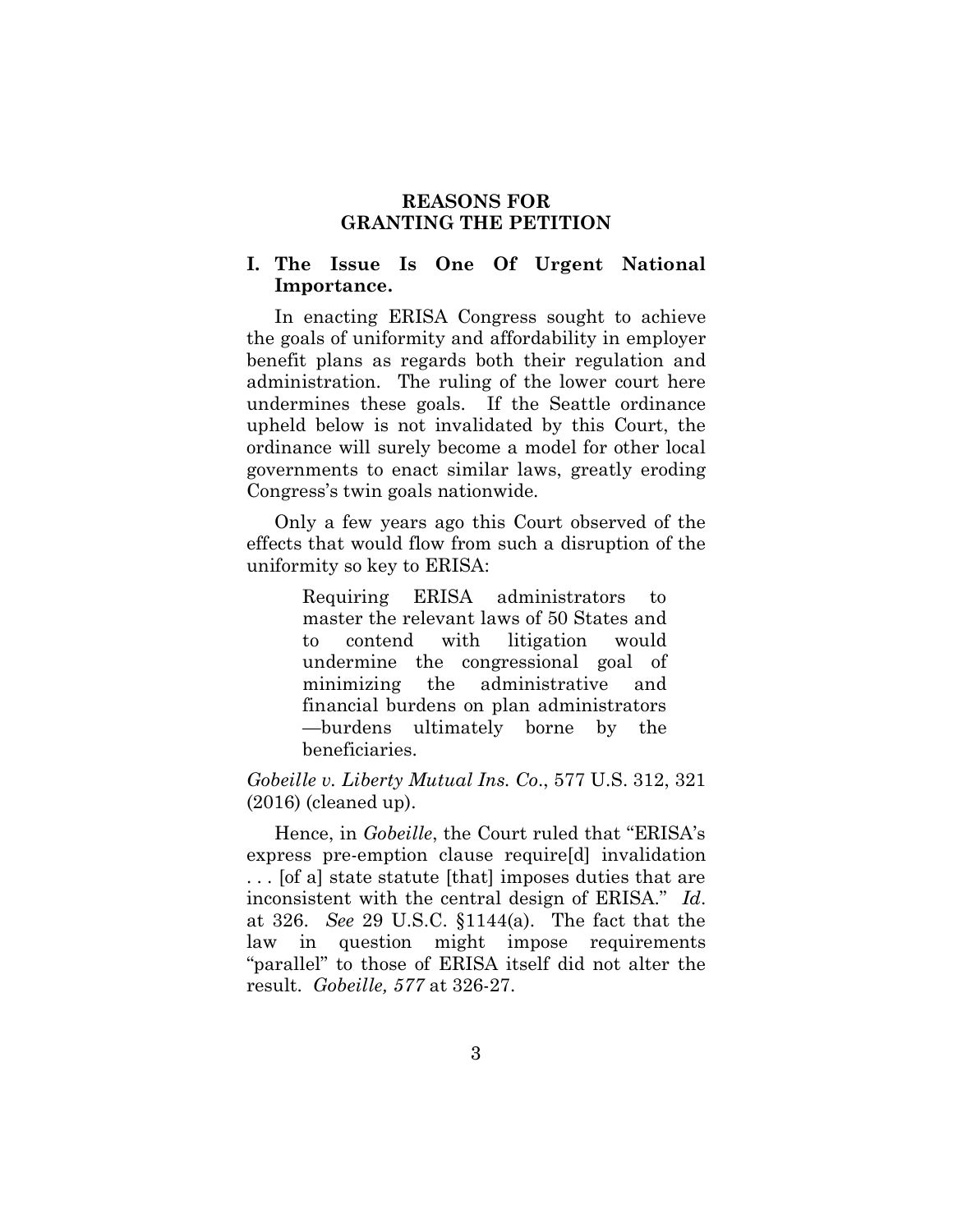## REASONS FOR GRANTING THE PETITION

### I. The Issue Is One Of Urgent National Importance.

In enacting ERISA Congress sought to achieve the goals of uniformity and affordability in employer benefit plans as regards both their regulation and administration. The ruling of the lower court here undermines these goals. If the Seattle ordinance upheld below is not invalidated by this Court, the ordinance will surely become a model for other local governments to enact similar laws, greatly eroding Congress's twin goals nationwide.

Only a few years ago this Court observed of the effects that would flow from such a disruption of the uniformity so key to ERISA:

> Requiring ERISA administrators to master the relevant laws of 50 States and to contend with litigation would undermine the congressional goal of minimizing the administrative and financial burdens on plan administrators —burdens ultimately borne by the beneficiaries.

*Gobeille v. Liberty Mutual Ins. Co*., 577 U.S. 312, 321 (2016) (cleaned up).

Hence, in *Gobeille*, the Court ruled that "ERISA's express pre-emption clause require[d] invalidation . . . [of a] state statute [that] imposes duties that are inconsistent with the central design of ERISA." *Id*. at 326. *See* 29 U.S.C. §1144(a). The fact that the law in question might impose requirements "parallel" to those of ERISA itself did not alter the result. *Gobeille, 577* at 326-27.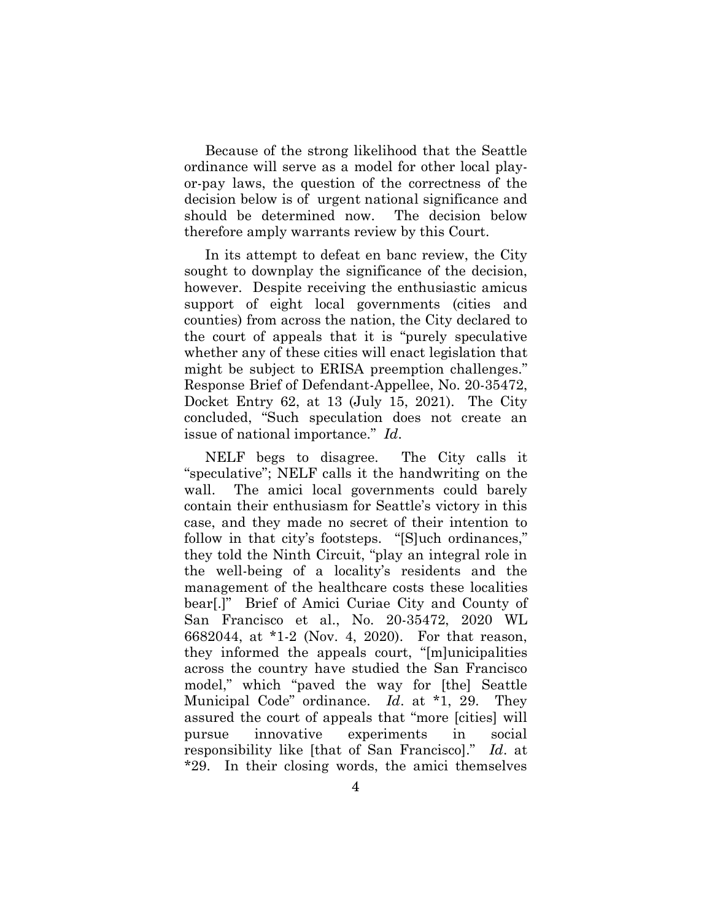Because of the strong likelihood that the Seattle ordinance will serve as a model for other local play-or-pay laws, the question of the correctness of the decision below is of urgent national significance and should be determined now. The decision below therefore amply warrants review by this Court.

In its attempt to defeat en banc review, the City sought to downplay the significance of the decision, however. Despite receiving the enthusiastic amicus support of eight local governments (cities and counties) from across the nation, the City declared to the court of appeals that it is "purely speculative whether any of these cities will enact legislation that might be subject to ERISA preemption challenges." Response Brief of Defendant-Appellee, No. 20-35472, Docket Entry 62, at 13 (July 15, 2021). The City concluded, "Such speculation does not create an issue of national importance." *Id*.

NELF begs to disagree. The City calls it "speculative"; NELF calls it the handwriting on the wall. The amici local governments could barely contain their enthusiasm for Seattle's victory in this case, and they made no secret of their intention to follow in that city's footsteps. "[S]uch ordinances," they told the Ninth Circuit, "play an integral role in the well-being of a locality's residents and the management of the healthcare costs these localities bear[.]" Brief of Amici Curiae City and County of San Francisco et al., No. 20-35472, 2020 WL 6682044, at *1-2 (Nov. 4, 2020). For that reason, they informed the appeals court, "[m]unicipalities across the country have studied the San Francisco model," which "paved the way for [the] Seattle Municipal Code" ordinance. *Id*. at *1, 29. They assured the court of appeals that "more [cities] will pursue innovative experiments in social responsibility like [that of San Francisco]." *Id*. at *29. In their closing words, the amici themselves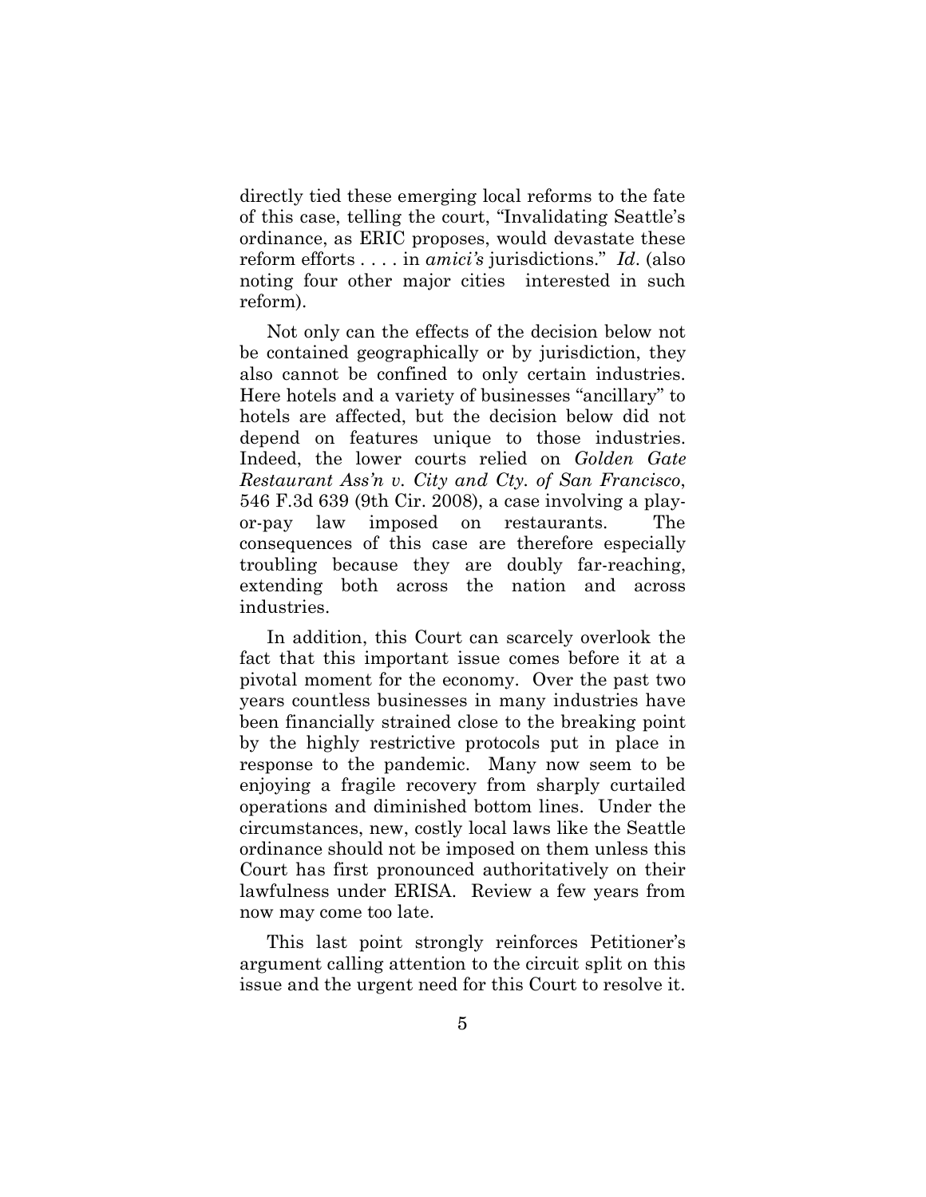directly tied these emerging local reforms to the fate of this case, telling the court, "Invalidating Seattle's ordinance, as ERIC proposes, would devastate these reform efforts . . . . in *amici's* jurisdictions." *Id*. (also noting four other major cities interested in such reform).

Not only can the effects of the decision below not be contained geographically or by jurisdiction, they also cannot be confined to only certain industries. Here hotels and a variety of businesses "ancillary" to hotels are affected, but the decision below did not depend on features unique to those industries. Indeed, the lower courts relied on *Golden Gate Restaurant Ass'n v. City and Cty. of San Francisco*, 546 F.3d 639 (9th Cir. 2008), a case involving a play-or-pay law imposed on restaurants. The consequences of this case are therefore especially troubling because they are doubly far-reaching, extending both across the nation and across industries.

In addition, this Court can scarcely overlook the fact that this important issue comes before it at a pivotal moment for the economy. Over the past two years countless businesses in many industries have been financially strained close to the breaking point by the highly restrictive protocols put in place in response to the pandemic. Many now seem to be enjoying a fragile recovery from sharply curtailed operations and diminished bottom lines. Under the circumstances, new, costly local laws like the Seattle ordinance should not be imposed on them unless this Court has first pronounced authoritatively on their lawfulness under ERISA. Review a few years from now may come too late.

This last point strongly reinforces Petitioner's argument calling attention to the circuit split on this issue and the urgent need for this Court to resolve it.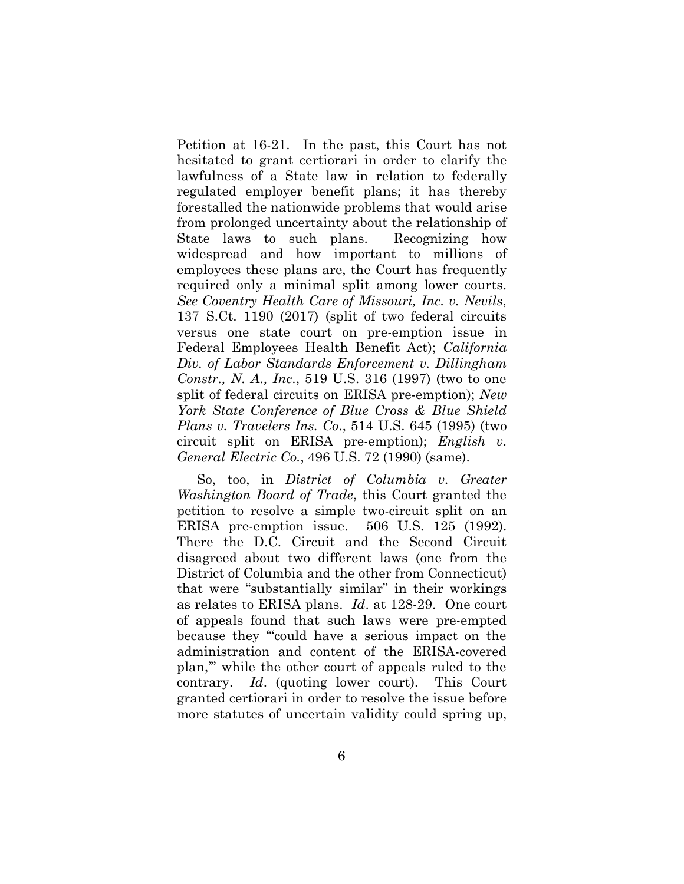Petition at 16-21. In the past, this Court has not hesitated to grant certiorari in order to clarify the lawfulness of a State law in relation to federally regulated employer benefit plans; it has thereby forestalled the nationwide problems that would arise from prolonged uncertainty about the relationship of State laws to such plans. Recognizing how widespread and how important to millions of employees these plans are, the Court has frequently required only a minimal split among lower courts. *See Coventry Health Care of Missouri, Inc. v. Nevils*, 137 S.Ct. 1190 (2017) (split of two federal circuits versus one state court on pre-emption issue in Federal Employees Health Benefit Act); *California Div. of Labor Standards Enforcement v. Dillingham Constr., N. A., Inc.*, 519 U.S. 316 (1997) (two to one split of federal circuits on ERISA pre-emption); *New York State Conference of Blue Cross & Blue Shield Plans v. Travelers Ins. Co.*, 514 U.S. 645 (1995) (two circuit split on ERISA pre-emption); *English v. General Electric Co.*, 496 U.S. 72 (1990) (same).

So, too, in *District of Columbia v. Greater Washington Board of Trade*, this Court granted the petition to resolve a simple two-circuit split on an ERISA pre-emption issue. 506 U.S. 125 (1992). There the D.C. Circuit and the Second Circuit disagreed about two different laws (one from the District of Columbia and the other from Connecticut) that were "substantially similar" in their workings as relates to ERISA plans. *Id*. at 128-29. One court of appeals found that such laws were pre-empted because they "'could have a serious impact on the administration and content of the ERISA-covered plan,'" while the other court of appeals ruled to the contrary. *Id*. (quoting lower court). This Court granted certiorari in order to resolve the issue before more statutes of uncertain validity could spring up,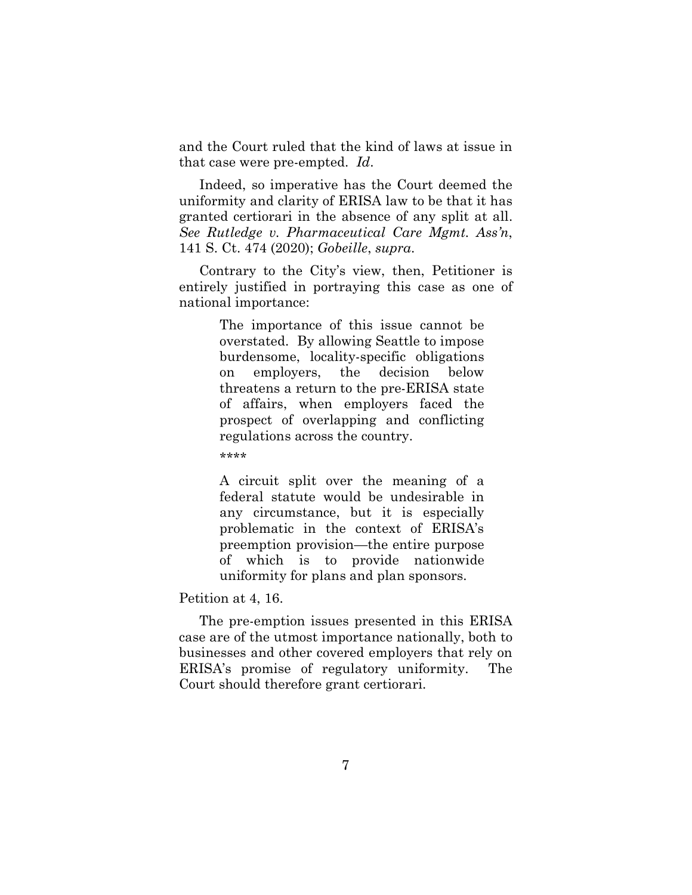and the Court ruled that the kind of laws at issue in that case were pre-empted. *Id*.

Indeed, so imperative has the Court deemed the uniformity and clarity of ERISA law to be that it has granted certiorari in the absence of any split at all. *See Rutledge v. Pharmaceutical Care Mgmt. Ass'n*, 141 S. Ct. 474 (2020); *Gobeille*, *supra*.

Contrary to the City's view, then, Petitioner is entirely justified in portraying this case as one of national importance:

> The importance of this issue cannot be overstated. By allowing Seattle to impose burdensome, locality-specific obligations on employers, the decision below threatens a return to the pre-ERISA state of affairs, when employers faced the prospect of overlapping and conflicting regulations across the country.
>
> ****
>
> A circuit split over the meaning of a federal statute would be undesirable in any circumstance, but it is especially problematic in the context of ERISA's preemption provision—the entire purpose of which is to provide nationwide uniformity for plans and plan sponsors.

Petition at 4, 16.

The pre-emption issues presented in this ERISA case are of the utmost importance nationally, both to businesses and other covered employers that rely on ERISA's promise of regulatory uniformity. The Court should therefore grant certiorari.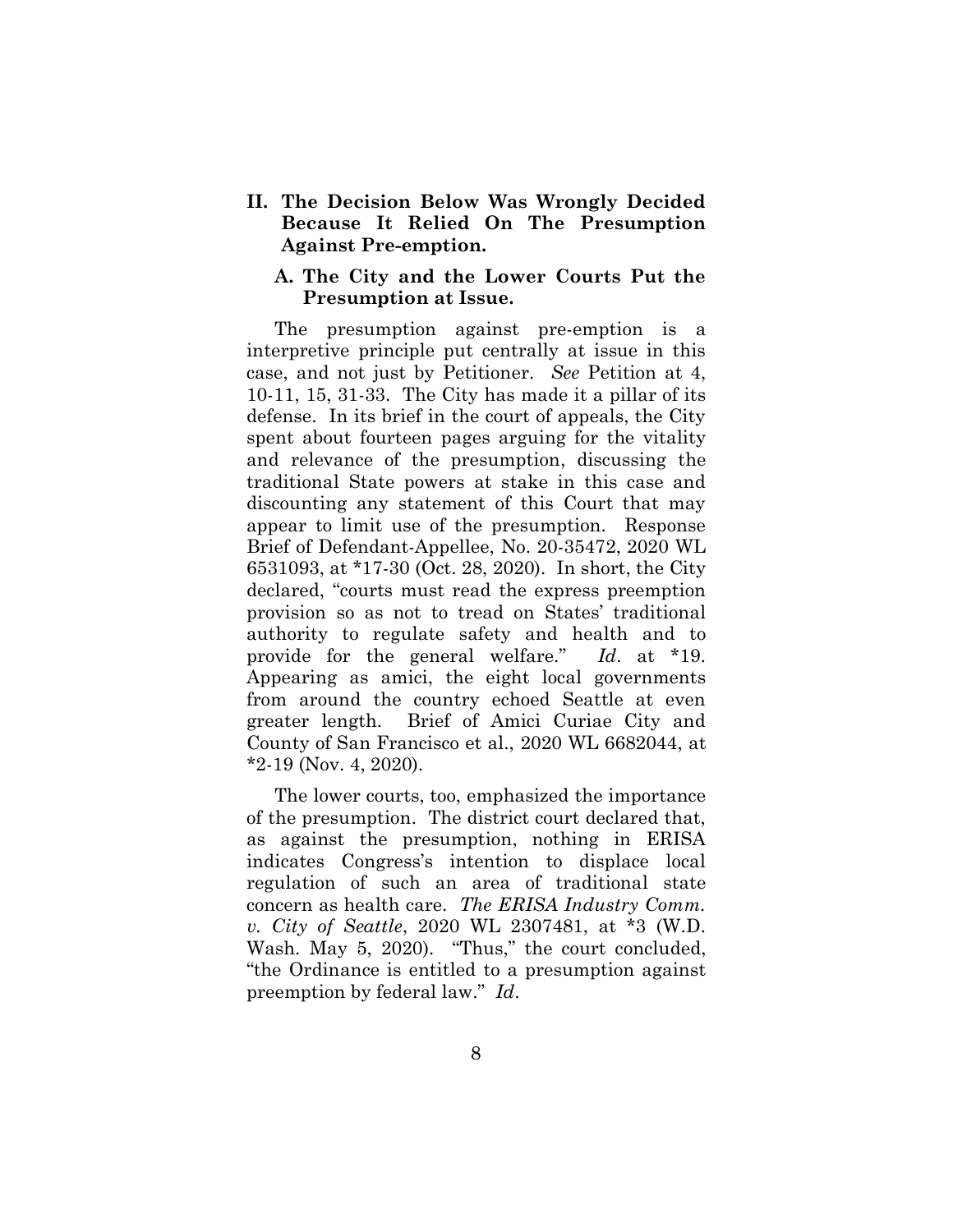## II. The Decision Below Was Wrongly Decided Because It Relied On The Presumption Against Pre-emption.

### A. The City and the Lower Courts Put the Presumption at Issue.

The presumption against pre-emption is a interpretive principle put centrally at issue in this case, and not just by Petitioner. *See* Petition at 4, 10-11, 15, 31-33. The City has made it a pillar of its defense. In its brief in the court of appeals, the City spent about fourteen pages arguing for the vitality and relevance of the presumption, discussing the traditional State powers at stake in this case and discounting any statement of this Court that may appear to limit use of the presumption. Response Brief of Defendant-Appellee, No. 20-35472, 2020 WL 6531093, at *17-30 (Oct. 28, 2020). In short, the City declared, "courts must read the express preemption provision so as not to tread on States' traditional authority to regulate safety and health and to provide for the general welfare." *Id*. at *19. Appearing as amici, the eight local governments from around the country echoed Seattle at even greater length. Brief of Amici Curiae City and County of San Francisco et al., 2020 WL 6682044, at *2-19 (Nov. 4, 2020).

The lower courts, too, emphasized the importance of the presumption. The district court declared that, as against the presumption, nothing in ERISA indicates Congress's intention to displace local regulation of such an area of traditional state concern as health care. *The ERISA Industry Comm. v. City of Seattle*, 2020 WL 2307481, at *3 (W.D. Wash. May 5, 2020). "Thus," the court concluded, "the Ordinance is entitled to a presumption against preemption by federal law." *Id*.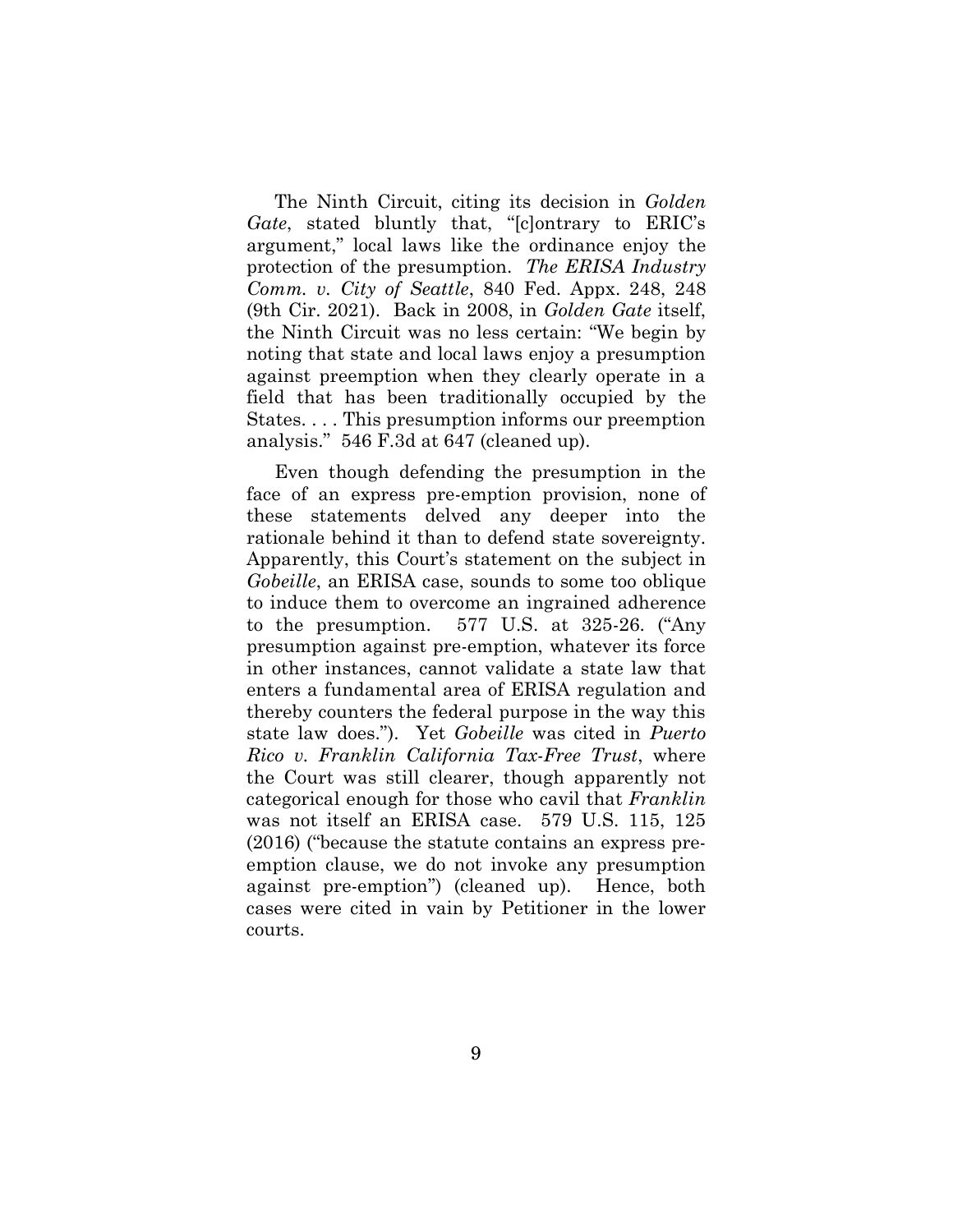The Ninth Circuit, citing its decision in *Golden Gate*, stated bluntly that, "[c]ontrary to ERIC's argument," local laws like the ordinance enjoy the protection of the presumption. *The ERISA Industry Comm. v. City of Seattle*, 840 Fed. Appx. 248, 248 (9th Cir. 2021). Back in 2008, in *Golden Gate* itself, the Ninth Circuit was no less certain: "We begin by noting that state and local laws enjoy a presumption against preemption when they clearly operate in a field that has been traditionally occupied by the States. . . . This presumption informs our preemption analysis." 546 F.3d at 647 (cleaned up).

Even though defending the presumption in the face of an express pre-emption provision, none of these statements delved any deeper into the rationale behind it than to defend state sovereignty. Apparently, this Court's statement on the subject in *Gobeille*, an ERISA case, sounds to some too oblique to induce them to overcome an ingrained adherence to the presumption. 577 U.S. at 325-26. ("Any presumption against pre-emption, whatever its force in other instances, cannot validate a state law that enters a fundamental area of ERISA regulation and thereby counters the federal purpose in the way this state law does."). Yet *Gobeille* was cited in *Puerto Rico v. Franklin California Tax-Free Trust*, where the Court was still clearer, though apparently not categorical enough for those who cavil that *Franklin* was not itself an ERISA case. 579 U.S. 115, 125 (2016) ("because the statute contains an express pre-emption clause, we do not invoke any presumption against pre-emption") (cleaned up). Hence, both cases were cited in vain by Petitioner in the lower courts.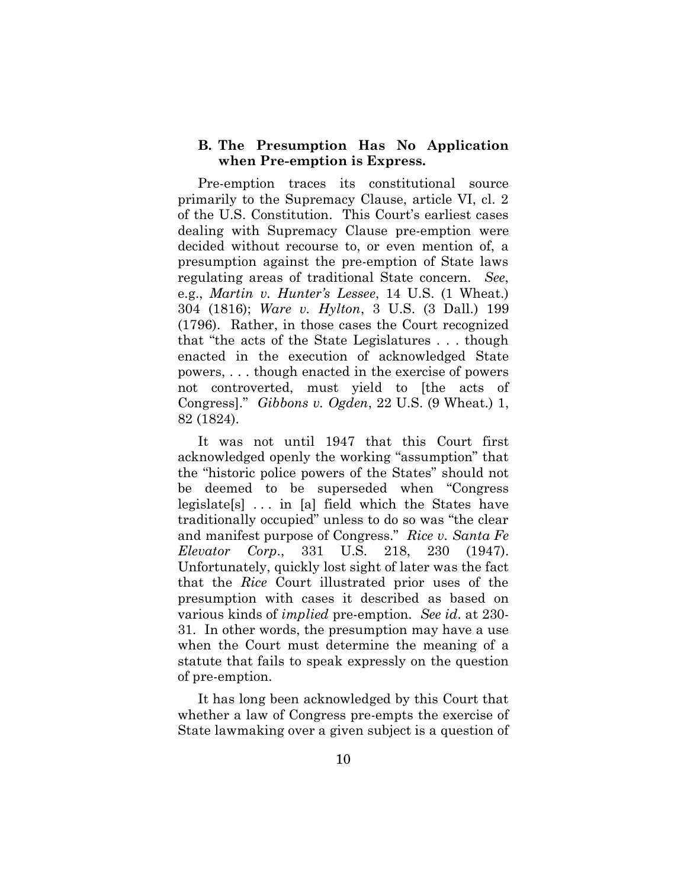### B. The Presumption Has No Application when Pre-emption is Express.

Pre-emption traces its constitutional source primarily to the Supremacy Clause, article VI, cl. 2 of the U.S. Constitution. This Court's earliest cases dealing with Supremacy Clause pre-emption were decided without recourse to, or even mention of, a presumption against the pre-emption of State laws regulating areas of traditional State concern. *See*, e.g., *Martin v. Hunter's Lessee*, 14 U.S. (1 Wheat.) 304 (1816); *Ware v. Hylton*, 3 U.S. (3 Dall.) 199 (1796). Rather, in those cases the Court recognized that "the acts of the State Legislatures . . . though enacted in the execution of acknowledged State powers, . . . though enacted in the exercise of powers not controverted, must yield to [the acts of Congress]." *Gibbons v. Ogden*, 22 U.S. (9 Wheat.) 1, 82 (1824).

It was not until 1947 that this Court first acknowledged openly the working "assumption" that the "historic police powers of the States" should not be deemed to be superseded when "Congress legislate[s] . . . in [a] field which the States have traditionally occupied" unless to do so was "the clear and manifest purpose of Congress." *Rice v. Santa Fe Elevator Corp.*, 331 U.S. 218, 230 (1947). Unfortunately, quickly lost sight of later was the fact that the *Rice* Court illustrated prior uses of the presumption with cases it described as based on various kinds of *implied* pre-emption. *See id*. at 230-31. In other words, the presumption may have a use when the Court must determine the meaning of a statute that fails to speak expressly on the question of pre-emption.

It has long been acknowledged by this Court that whether a law of Congress pre-empts the exercise of State lawmaking over a given subject is a question of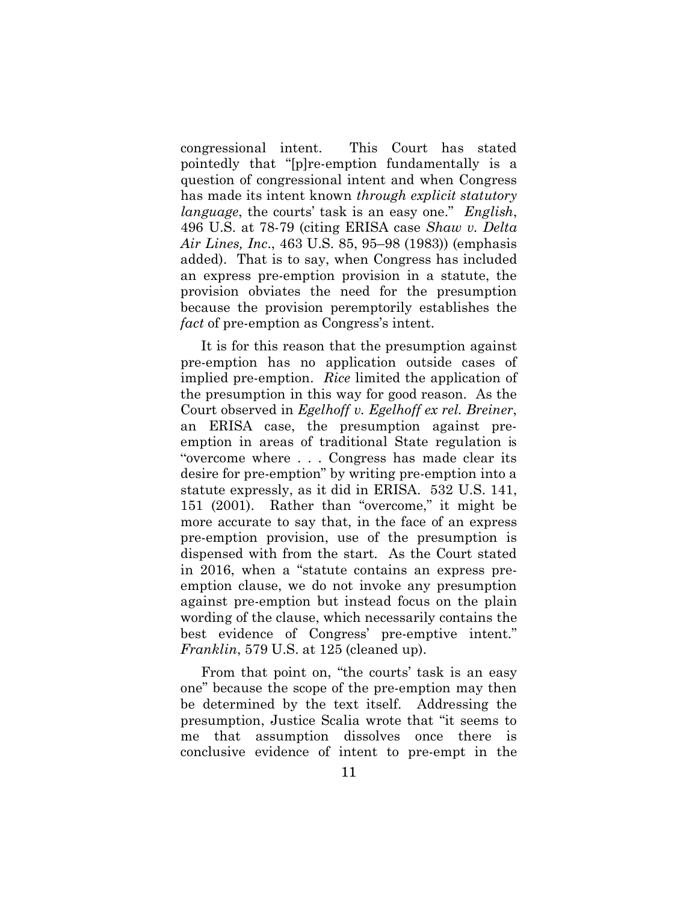congressional intent. This Court has stated pointedly that "[p]re-emption fundamentally is a question of congressional intent and when Congress has made its intent known *through explicit statutory language*, the courts' task is an easy one." *English*, 496 U.S. at 78-79 (citing ERISA case *Shaw v. Delta Air Lines, Inc*., 463 U.S. 85, 95–98 (1983)) (emphasis added). That is to say, when Congress has included an express pre-emption provision in a statute, the provision obviates the need for the presumption because the provision peremptorily establishes the *fact* of pre-emption as Congress's intent.

It is for this reason that the presumption against pre-emption has no application outside cases of implied pre-emption. *Rice* limited the application of the presumption in this way for good reason. As the Court observed in *Egelhoff v. Egelhoff ex rel. Breiner*, an ERISA case, the presumption against pre-emption in areas of traditional State regulation is "overcome where . . . Congress has made clear its desire for pre-emption" by writing pre-emption into a statute expressly, as it did in ERISA. 532 U.S. 141, 151 (2001). Rather than "overcome," it might be more accurate to say that, in the face of an express pre-emption provision, use of the presumption is dispensed with from the start. As the Court stated in 2016, when a "statute contains an express pre-emption clause, we do not invoke any presumption against pre-emption but instead focus on the plain wording of the clause, which necessarily contains the best evidence of Congress' pre-emptive intent." *Franklin*, 579 U.S. at 125 (cleaned up).

From that point on, "the courts' task is an easy one" because the scope of the pre-emption may then be determined by the text itself. Addressing the presumption, Justice Scalia wrote that "it seems to me that assumption dissolves once there is conclusive evidence of intent to pre-empt in the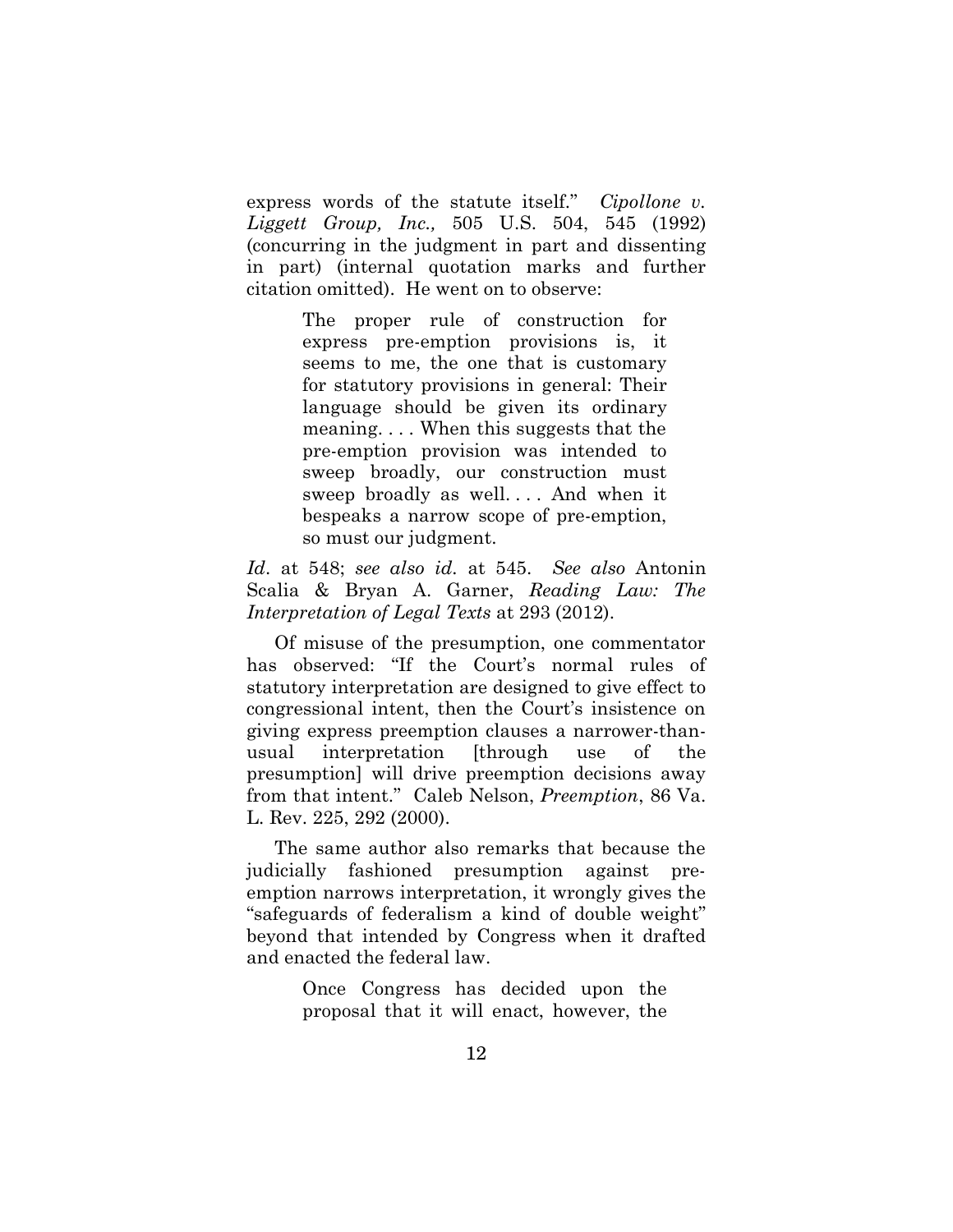express words of the statute itself." *Cipollone v. Liggett Group, Inc.,* 505 U.S. 504, 545 (1992) (concurring in the judgment in part and dissenting in part) (internal quotation marks and further citation omitted). He went on to observe:

> The proper rule of construction for express pre-emption provisions is, it seems to me, the one that is customary for statutory provisions in general: Their language should be given its ordinary meaning. . . . When this suggests that the pre-emption provision was intended to sweep broadly, our construction must sweep broadly as well. . . . And when it bespeaks a narrow scope of pre-emption, so must our judgment.

*Id*. at 548; *see also id*. at 545. *See also* Antonin Scalia & Bryan A. Garner, *Reading Law: The Interpretation of Legal Texts* at 293 (2012).

Of misuse of the presumption, one commentator has observed: "If the Court's normal rules of statutory interpretation are designed to give effect to congressional intent, then the Court's insistence on giving express preemption clauses a narrower-than-usual interpretation [through use of the presumption] will drive preemption decisions away from that intent." Caleb Nelson, *Preemption*, 86 Va. L. Rev. 225, 292 (2000).

The same author also remarks that because the judicially fashioned presumption against pre-emption narrows interpretation, it wrongly gives the "safeguards of federalism a kind of double weight" beyond that intended by Congress when it drafted and enacted the federal law.

> Once Congress has decided upon the proposal that it will enact, however, the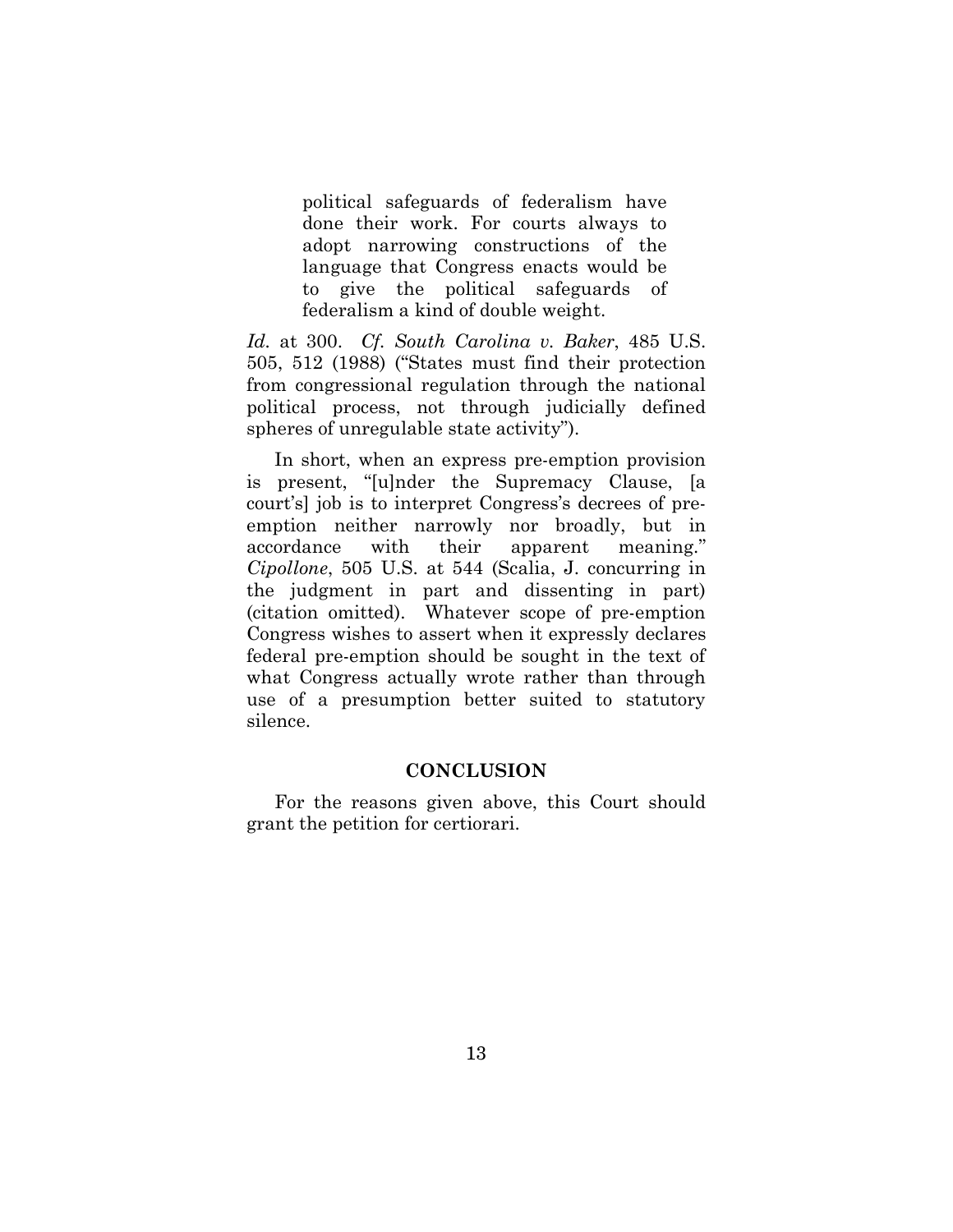> political safeguards of federalism have done their work. For courts always to adopt narrowing constructions of the language that Congress enacts would be to give the political safeguards of federalism a kind of double weight.

*Id.* at 300. *Cf. South Carolina v. Baker*, 485 U.S. 505, 512 (1988) ("States must find their protection from congressional regulation through the national political process, not through judicially defined spheres of unregulable state activity").

In short, when an express pre-emption provision is present, "[u]nder the Supremacy Clause, [a court's] job is to interpret Congress's decrees of pre-emption neither narrowly nor broadly, but in accordance with their apparent meaning." *Cipollone*, 505 U.S. at 544 (Scalia, J. concurring in the judgment in part and dissenting in part) (citation omitted). Whatever scope of pre-emption Congress wishes to assert when it expressly declares federal pre-emption should be sought in the text of what Congress actually wrote rather than through use of a presumption better suited to statutory silence.

## CONCLUSION

For the reasons given above, this Court should grant the petition for certiorari.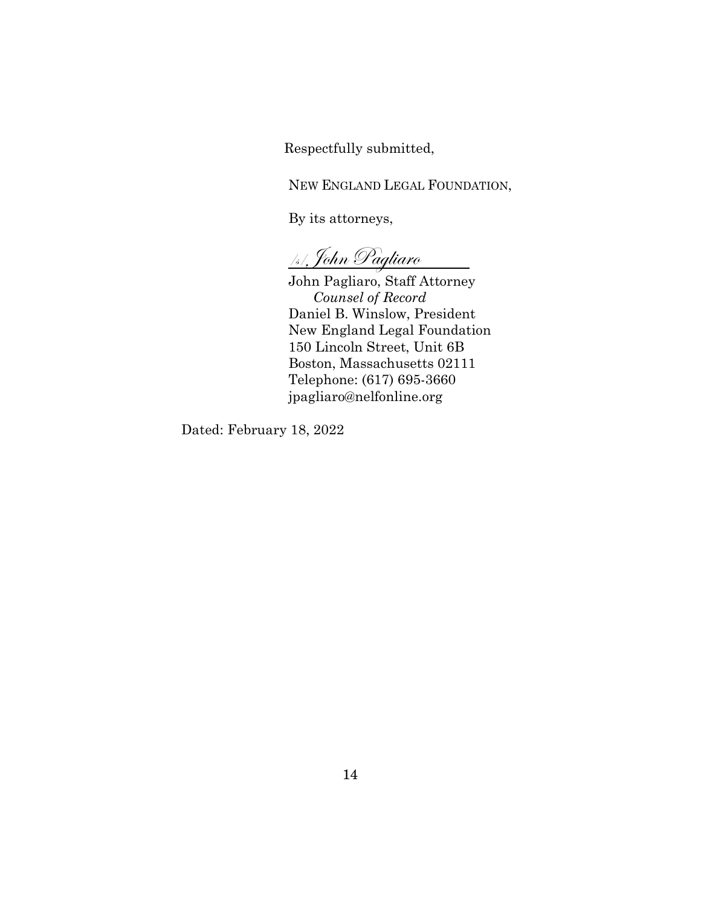Respectfully submitted,

NEW ENGLAND LEGAL FOUNDATION,

By its attorneys,

/s/ *John Pagliaro*

John Pagliaro, Staff Attorney
*Counsel of Record*
Daniel B. Winslow, President
New England Legal Foundation
150 Lincoln Street, Unit 6B
Boston, Massachusetts 02111
Telephone: (617) 695-3660
jpagliaro@nelfonline.org

Dated: February 18, 2022